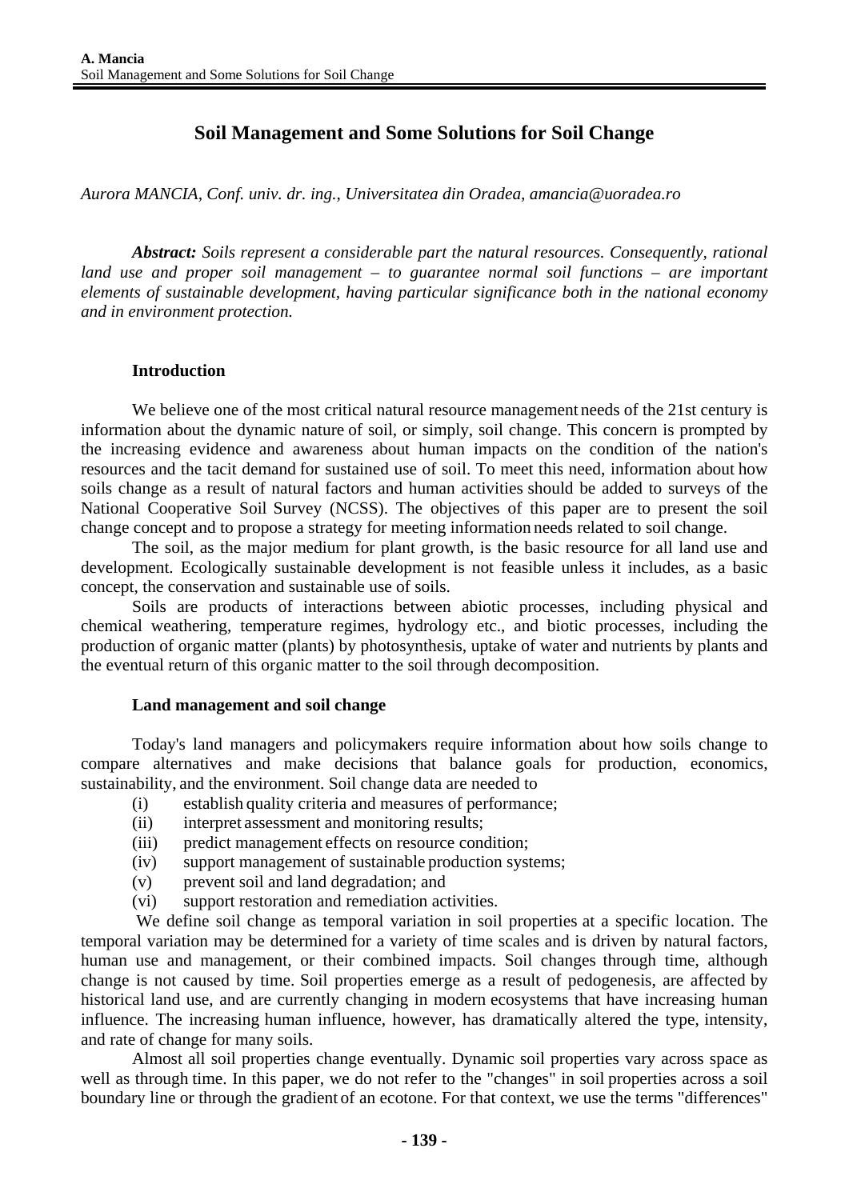# Soil Management and Some Solutions for Soil Change

*Aurora MANCIA, Conf. univ. dr. ing., Universitatea din Oradea, amancia@uoradea.ro*

***Abstract:*** *Soils represent a considerable part the natural resources. Consequently, rational land use and proper soil management – to guarantee normal soil functions – are important elements of sustainable development, having particular significance both in the national economy and in environment protection.*

## Introduction

We believe one of the most critical natural resource management needs of the 21st century is information about the dynamic nature of soil, or simply, soil change. This concern is prompted by the increasing evidence and awareness about human impacts on the condition of the nation's resources and the tacit demand for sustained use of soil. To meet this need, information about how soils change as a result of natural factors and human activities should be added to surveys of the National Cooperative Soil Survey (NCSS). The objectives of this paper are to present the soil change concept and to propose a strategy for meeting information needs related to soil change.

The soil, as the major medium for plant growth, is the basic resource for all land use and development. Ecologically sustainable development is not feasible unless it includes, as a basic concept, the conservation and sustainable use of soils.

Soils are products of interactions between abiotic processes, including physical and chemical weathering, temperature regimes, hydrology etc., and biotic processes, including the production of organic matter (plants) by photosynthesis, uptake of water and nutrients by plants and the eventual return of this organic matter to the soil through decomposition.

## Land management and soil change

Today's land managers and policymakers require information about how soils change to compare alternatives and make decisions that balance goals for production, economics, sustainability, and the environment. Soil change data are needed to

- (i) establish quality criteria and measures of performance;
- (ii) interpret assessment and monitoring results;
- (iii) predict management effects on resource condition;
- (iv) support management of sustainable production systems;
- (v) prevent soil and land degradation; and
- (vi) support restoration and remediation activities.

We define soil change as temporal variation in soil properties at a specific location. The temporal variation may be determined for a variety of time scales and is driven by natural factors, human use and management, or their combined impacts. Soil changes through time, although change is not caused by time. Soil properties emerge as a result of pedogenesis, are affected by historical land use, and are currently changing in modern ecosystems that have increasing human influence. The increasing human influence, however, has dramatically altered the type, intensity, and rate of change for many soils.

Almost all soil properties change eventually. Dynamic soil properties vary across space as well as through time. In this paper, we do not refer to the "changes" in soil properties across a soil boundary line or through the gradient of an ecotone. For that context, we use the terms "differences"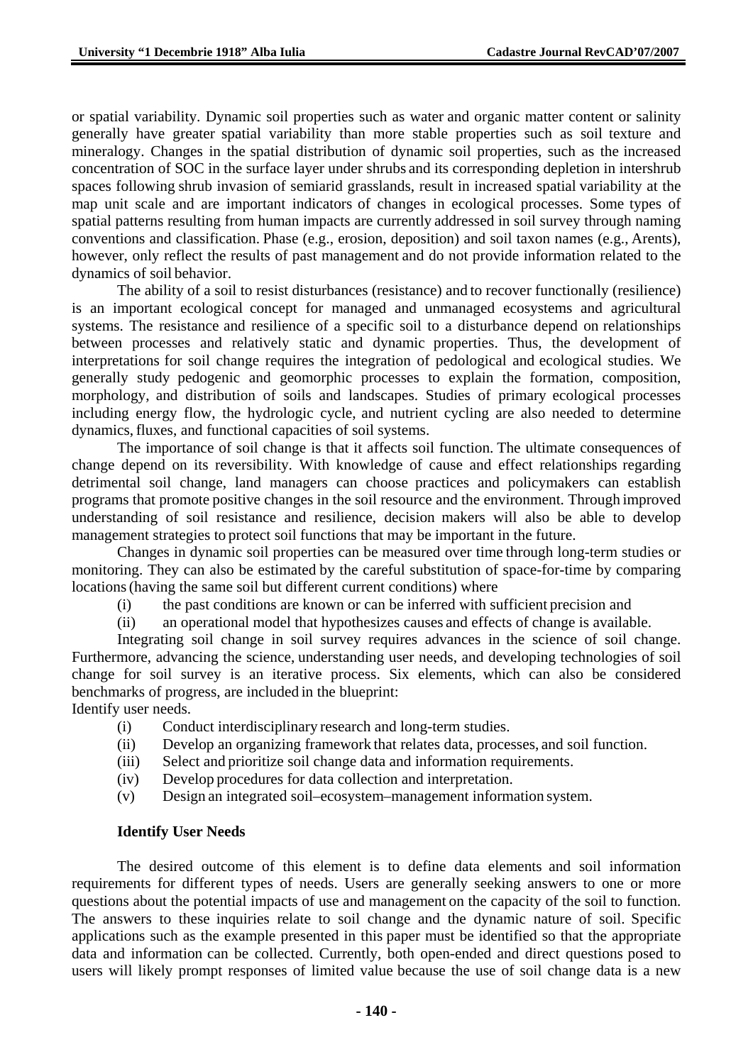or spatial variability. Dynamic soil properties such as water and organic matter content or salinity generally have greater spatial variability than more stable properties such as soil texture and mineralogy. Changes in the spatial distribution of dynamic soil properties, such as the increased concentration of SOC in the surface layer under shrubs and its corresponding depletion in intershrub spaces following shrub invasion of semiarid grasslands, result in increased spatial variability at the map unit scale and are important indicators of changes in ecological processes. Some types of spatial patterns resulting from human impacts are currently addressed in soil survey through naming conventions and classification. Phase (e.g., erosion, deposition) and soil taxon names (e.g., Arents), however, only reflect the results of past management and do not provide information related to the dynamics of soil behavior.

The ability of a soil to resist disturbances (resistance) and to recover functionally (resilience) is an important ecological concept for managed and unmanaged ecosystems and agricultural systems. The resistance and resilience of a specific soil to a disturbance depend on relationships between processes and relatively static and dynamic properties. Thus, the development of interpretations for soil change requires the integration of pedological and ecological studies. We generally study pedogenic and geomorphic processes to explain the formation, composition, morphology, and distribution of soils and landscapes. Studies of primary ecological processes including energy flow, the hydrologic cycle, and nutrient cycling are also needed to determine dynamics, fluxes, and functional capacities of soil systems.

The importance of soil change is that it affects soil function. The ultimate consequences of change depend on its reversibility. With knowledge of cause and effect relationships regarding detrimental soil change, land managers can choose practices and policymakers can establish programs that promote positive changes in the soil resource and the environment. Through improved understanding of soil resistance and resilience, decision makers will also be able to develop management strategies to protect soil functions that may be important in the future.

Changes in dynamic soil properties can be measured over time through long-term studies or monitoring. They can also be estimated by the careful substitution of space-for-time by comparing locations (having the same soil but different current conditions) where

(i) the past conditions are known or can be inferred with sufficient precision and

(ii) an operational model that hypothesizes causes and effects of change is available.

Integrating soil change in soil survey requires advances in the science of soil change. Furthermore, advancing the science, understanding user needs, and developing technologies of soil change for soil survey is an iterative process. Six elements, which can also be considered benchmarks of progress, are included in the blueprint:

Identify user needs.

(i) Conduct interdisciplinary research and long-term studies.

(ii) Develop an organizing framework that relates data, processes, and soil function.

(iii) Select and prioritize soil change data and information requirements.

(iv) Develop procedures for data collection and interpretation.

(v) Design an integrated soil–ecosystem–management information system.

**Identify User Needs**

The desired outcome of this element is to define data elements and soil information requirements for different types of needs. Users are generally seeking answers to one or more questions about the potential impacts of use and management on the capacity of the soil to function. The answers to these inquiries relate to soil change and the dynamic nature of soil. Specific applications such as the example presented in this paper must be identified so that the appropriate data and information can be collected. Currently, both open-ended and direct questions posed to users will likely prompt responses of limited value because the use of soil change data is a new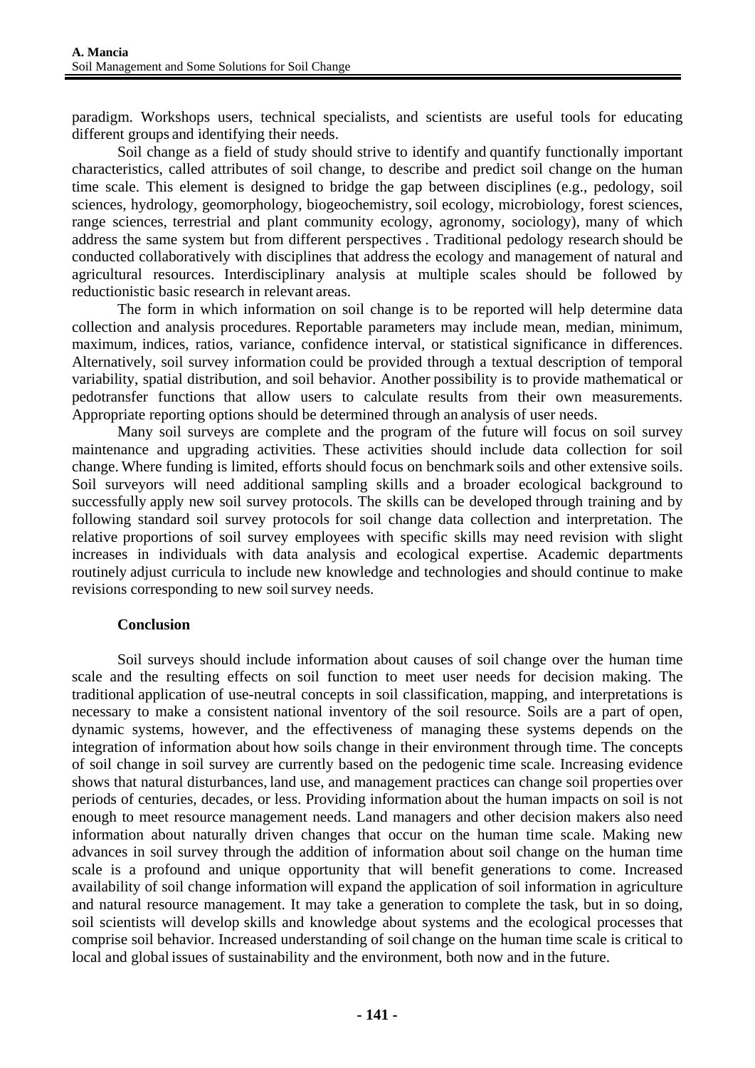paradigm. Workshops users, technical specialists, and scientists are useful tools for educating different groups and identifying their needs.

Soil change as a field of study should strive to identify and quantify functionally important characteristics, called attributes of soil change, to describe and predict soil change on the human time scale. This element is designed to bridge the gap between disciplines (e.g., pedology, soil sciences, hydrology, geomorphology, biogeochemistry, soil ecology, microbiology, forest sciences, range sciences, terrestrial and plant community ecology, agronomy, sociology), many of which address the same system but from different perspectives . Traditional pedology research should be conducted collaboratively with disciplines that address the ecology and management of natural and agricultural resources. Interdisciplinary analysis at multiple scales should be followed by reductionistic basic research in relevant areas.

The form in which information on soil change is to be reported will help determine data collection and analysis procedures. Reportable parameters may include mean, median, minimum, maximum, indices, ratios, variance, confidence interval, or statistical significance in differences. Alternatively, soil survey information could be provided through a textual description of temporal variability, spatial distribution, and soil behavior. Another possibility is to provide mathematical or pedotransfer functions that allow users to calculate results from their own measurements. Appropriate reporting options should be determined through an analysis of user needs.

Many soil surveys are complete and the program of the future will focus on soil survey maintenance and upgrading activities. These activities should include data collection for soil change. Where funding is limited, efforts should focus on benchmark soils and other extensive soils. Soil surveyors will need additional sampling skills and a broader ecological background to successfully apply new soil survey protocols. The skills can be developed through training and by following standard soil survey protocols for soil change data collection and interpretation. The relative proportions of soil survey employees with specific skills may need revision with slight increases in individuals with data analysis and ecological expertise. Academic departments routinely adjust curricula to include new knowledge and technologies and should continue to make revisions corresponding to new soil survey needs.

## Conclusion

Soil surveys should include information about causes of soil change over the human time scale and the resulting effects on soil function to meet user needs for decision making. The traditional application of use-neutral concepts in soil classification, mapping, and interpretations is necessary to make a consistent national inventory of the soil resource. Soils are a part of open, dynamic systems, however, and the effectiveness of managing these systems depends on the integration of information about how soils change in their environment through time. The concepts of soil change in soil survey are currently based on the pedogenic time scale. Increasing evidence shows that natural disturbances, land use, and management practices can change soil properties over periods of centuries, decades, or less. Providing information about the human impacts on soil is not enough to meet resource management needs. Land managers and other decision makers also need information about naturally driven changes that occur on the human time scale. Making new advances in soil survey through the addition of information about soil change on the human time scale is a profound and unique opportunity that will benefit generations to come. Increased availability of soil change information will expand the application of soil information in agriculture and natural resource management. It may take a generation to complete the task, but in so doing, soil scientists will develop skills and knowledge about systems and the ecological processes that comprise soil behavior. Increased understanding of soil change on the human time scale is critical to local and global issues of sustainability and the environment, both now and in the future.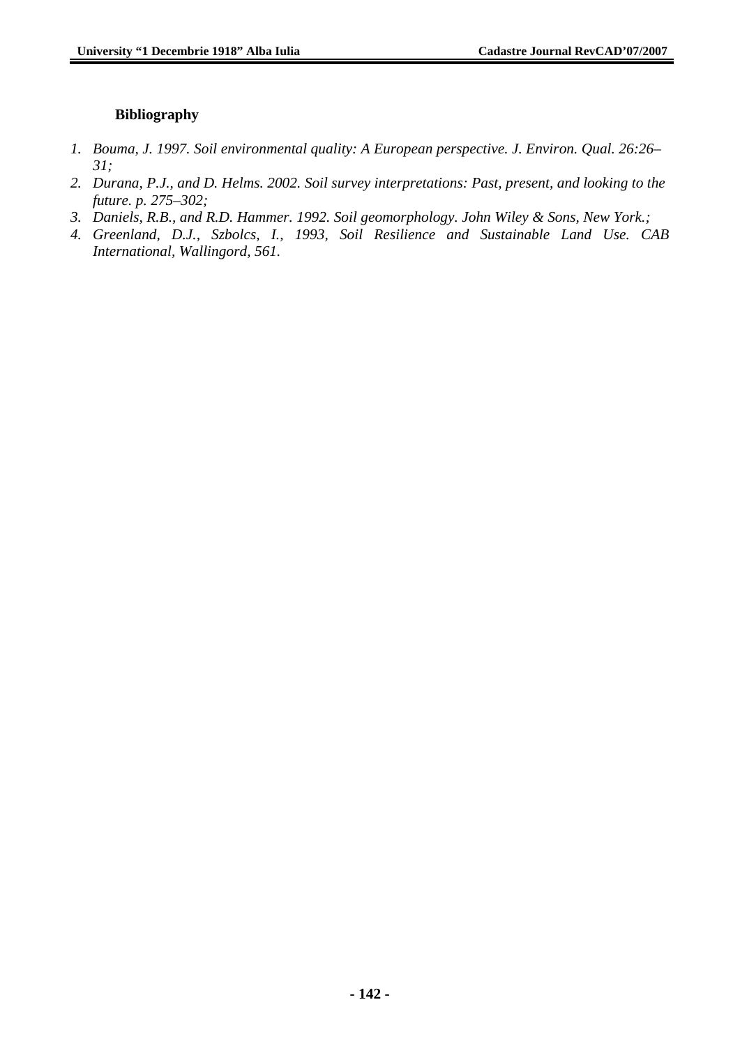### Bibliography

1. *Bouma, J. 1997. Soil environmental quality: A European perspective. J. Environ. Qual. 26:26–31;*
2. *Durana, P.J., and D. Helms. 2002. Soil survey interpretations: Past, present, and looking to the future. p. 275–302;*
3. *Daniels, R.B., and R.D. Hammer. 1992. Soil geomorphology. John Wiley & Sons, New York.;*
4. *Greenland, D.J., Szbolcs, I., 1993, Soil Resilience and Sustainable Land Use. CAB International, Wallingord, 561.*